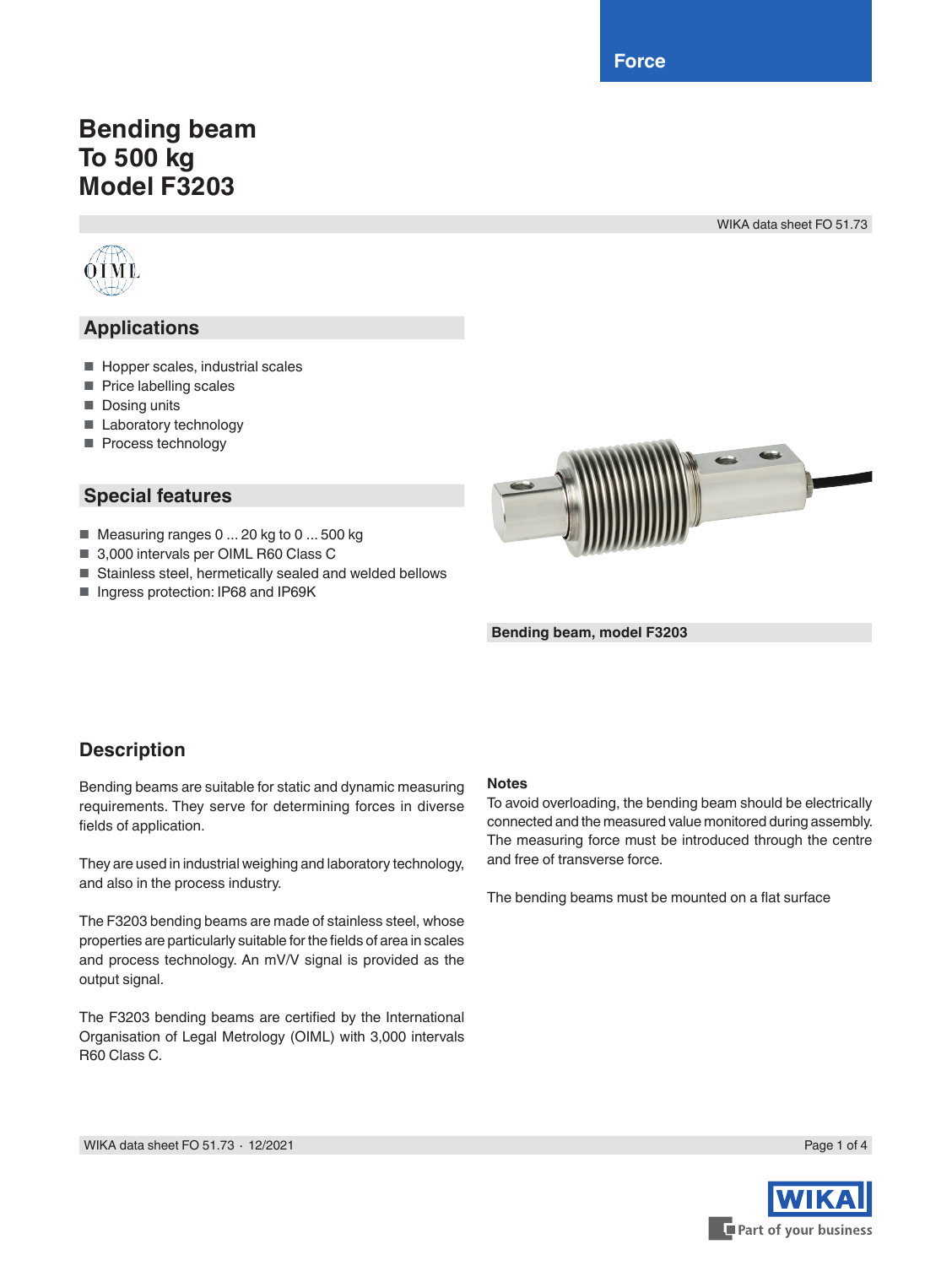Force

# Bending beam
# To 500 kg
# Model F3203

WIKA data sheet FO 51.73

## Applications

- Hopper scales, industrial scales
- Price labelling scales
- Dosing units
- Laboratory technology
- Process technology

## Special features

- Measuring ranges 0 ... 20 kg to 0 ... 500 kg
- 3,000 intervals per OIML R60 Class C
- Stainless steel, hermetically sealed and welded bellows
- Ingress protection: IP68 and IP69K

**Bending beam, model F3203**

## Description

Bending beams are suitable for static and dynamic measuring requirements. They serve for determining forces in diverse fields of application.

They are used in industrial weighing and laboratory technology, and also in the process industry.

The F3203 bending beams are made of stainless steel, whose properties are particularly suitable for the fields of area in scales and process technology. An mV/V signal is provided as the output signal.

The F3203 bending beams are certified by the International Organisation of Legal Metrology (OIML) with 3,000 intervals R60 Class C.

**Notes**

To avoid overloading, the bending beam should be electrically connected and the measured value monitored during assembly. The measuring force must be introduced through the centre and free of transverse force.

The bending beams must be mounted on a flat surface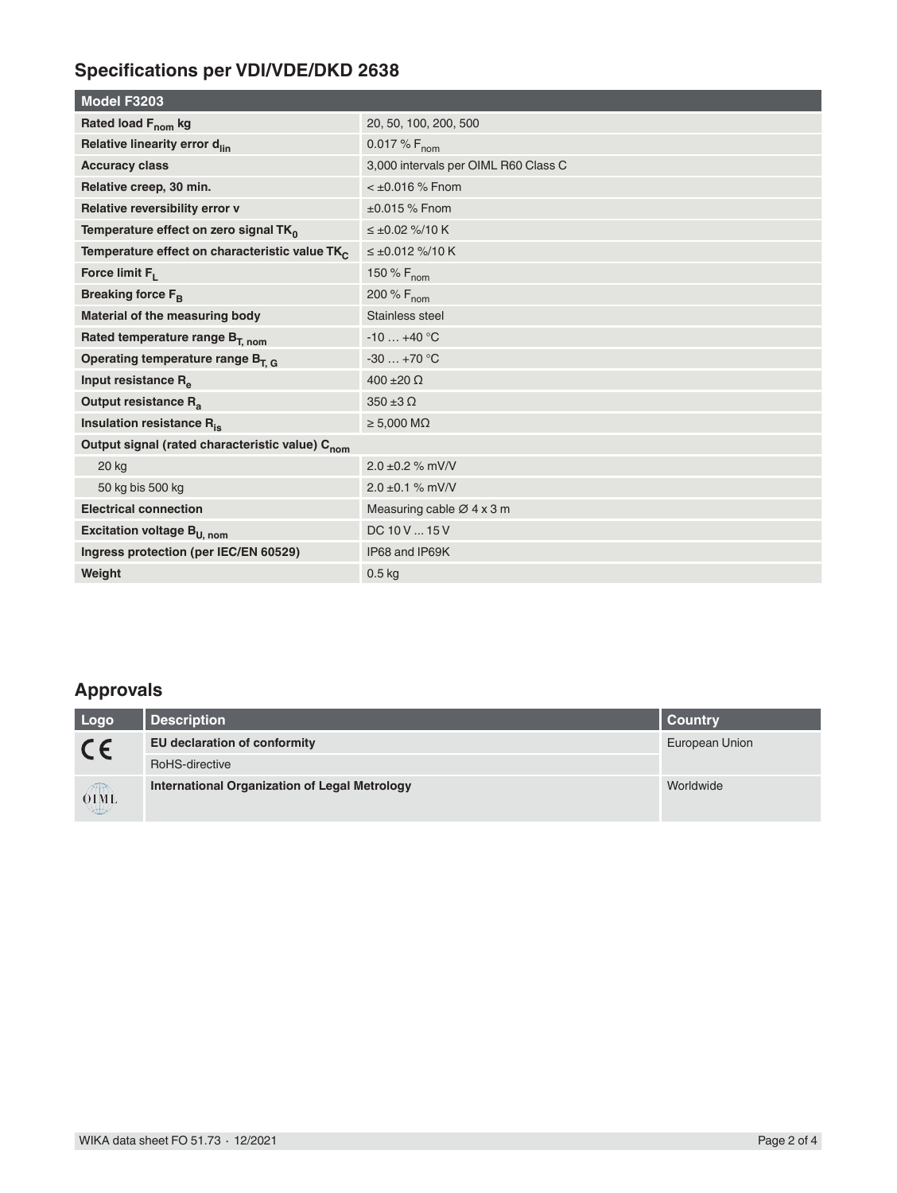## Specifications per VDI/VDE/DKD 2638

| Model F3203 | |
|---|---|
| **Rated load $F_{nom}$ kg** | 20, 50, 100, 200, 500 |
| **Relative linearity error $d_{lin}$** | 0.017 % $F_{nom}$ |
| **Accuracy class** | 3,000 intervals per OIML R60 Class C |
| **Relative creep, 30 min.** | < ±0.016 % Fnom |
| **Relative reversibility error v** | ±0.015 % Fnom |
| **Temperature effect on zero signal $TK_0$** | ≤ ±0.02 %/10 K |
| **Temperature effect on characteristic value $TK_C$** | ≤ ±0.012 %/10 K |
| **Force limit $F_L$** | 150 % $F_{nom}$ |
| **Breaking force $F_B$** | 200 % $F_{nom}$ |
| **Material of the measuring body** | Stainless steel |
| **Rated temperature range $B_{T, nom}$** | -10 … +40 °C |
| **Operating temperature range $B_{T, G}$** | -30 … +70 °C |
| **Input resistance $R_e$** | 400 ±20 Ω |
| **Output resistance $R_a$** | 350 ±3 Ω |
| **Insulation resistance $R_{is}$** | ≥ 5,000 MΩ |
| **Output signal (rated characteristic value) $C_{nom}$** | |
| 20 kg | 2.0 ±0.2 % mV/V |
| 50 kg bis 500 kg | 2.0 ±0.1 % mV/V |
| **Electrical connection** | Measuring cable Ø 4 x 3 m |
| **Excitation voltage $B_{U, nom}$** | DC 10 V ... 15 V |
| **Ingress protection (per IEC/EN 60529)** | IP68 and IP69K |
| **Weight** | 0.5 kg |

## Approvals

| Logo | Description | Country |
|---|---|---|
| CE | **EU declaration of conformity**<br>RoHS-directive | European Union |
| OIML | **International Organization of Legal Metrology** | Worldwide |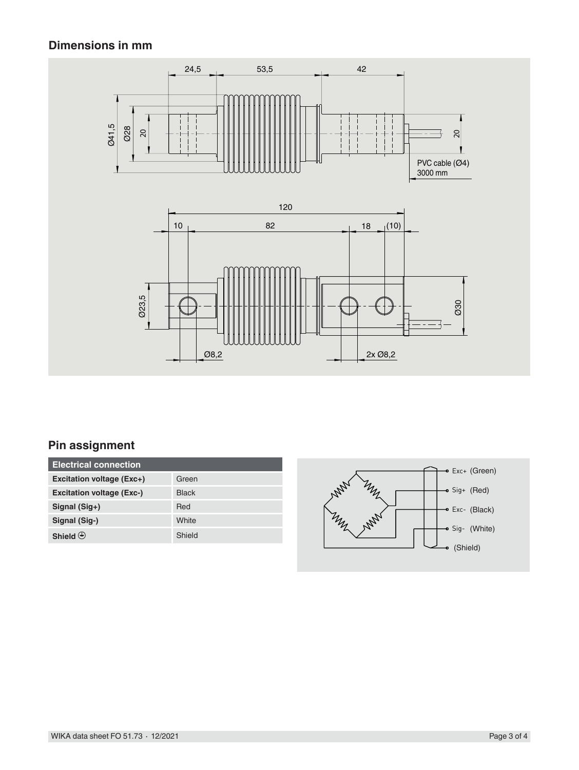## Dimensions in mm

## Pin assignment

| Electrical connection | |
|---|---|
| **Excitation voltage (Exc+)** | Green |
| **Excitation voltage (Exc-)** | Black |
| **Signal (Sig+)** | Red |
| **Signal (Sig-)** | White |
| **Shield** ⏚ | Shield |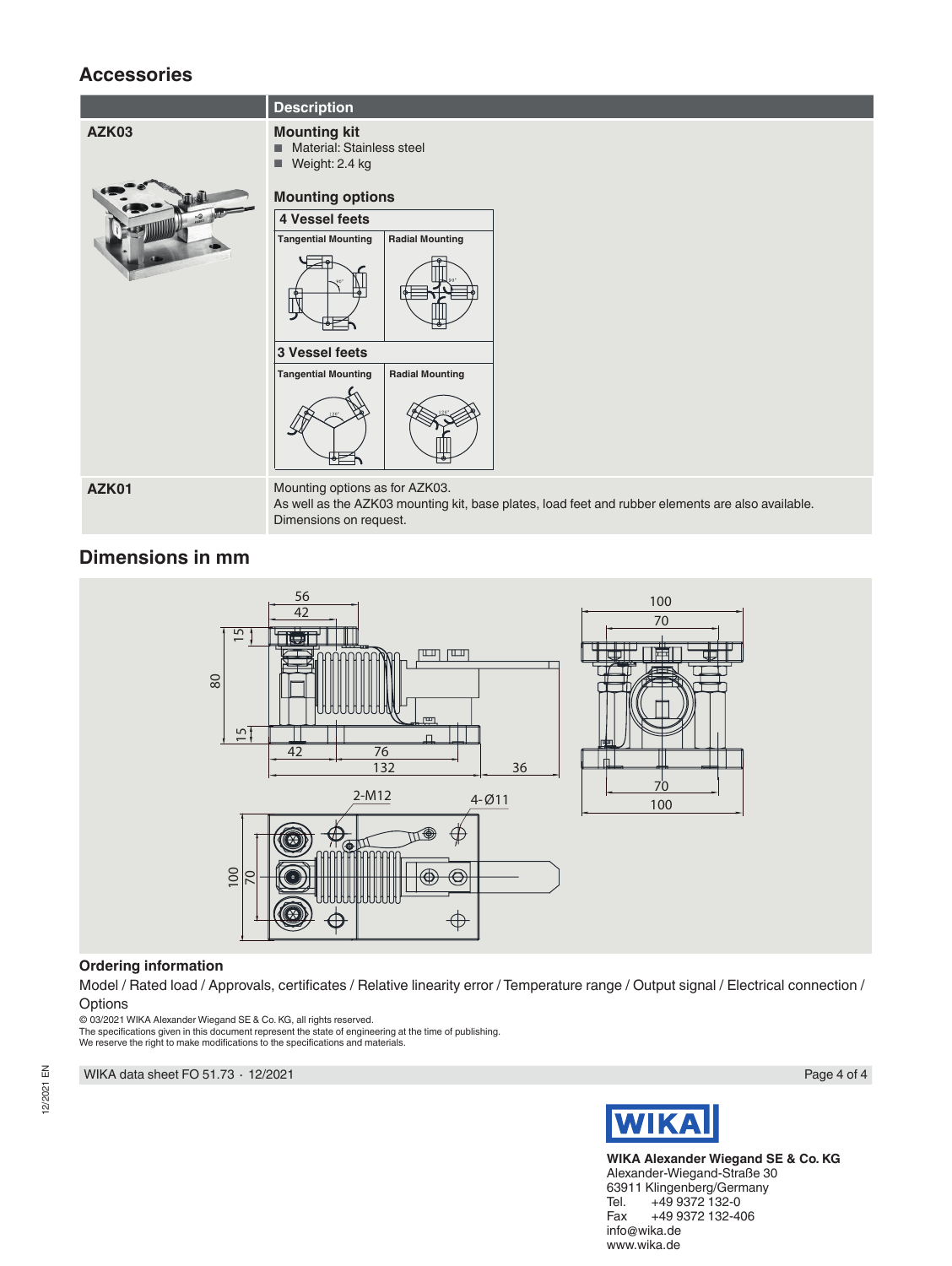## Accessories

| | Description |
|---|---|
| **AZK03** | **Mounting kit**<br>■ Material: Stainless steel<br>■ Weight: 2.4 kg<br><br>**Mounting options**<br>**4 Vessel feets**<br>Tangential Mounting / Radial Mounting<br><br>**3 Vessel feets**<br>Tangential Mounting / Radial Mounting |
| **AZK01** | Mounting options as for AZK03.<br>As well as the AZK03 mounting kit, base plates, load feet and rubber elements are also available.<br>Dimensions on request. |

## Dimensions in mm

56
42
15
80
15
42
76
132
36
100
70
70
100
2-M12
4-Ø11
100
70

### Ordering information

Model / Rated load / Approvals, certificates / Relative linearity error / Temperature range / Output signal / Electrical connection / Options

© 03/2021 WIKA Alexander Wiegand SE & Co. KG, all rights reserved.
The specifications given in this document represent the state of engineering at the time of publishing.
We reserve the right to modify to the specifications and materials.

**WIKA Alexander Wiegand SE & Co. KG**
Alexander-Wiegand-Straße 30
63911 Klingenberg/Germany
Tel. +49 9372 132-0
Fax +49 9372 132-406
info@wika.de
www.wika.de